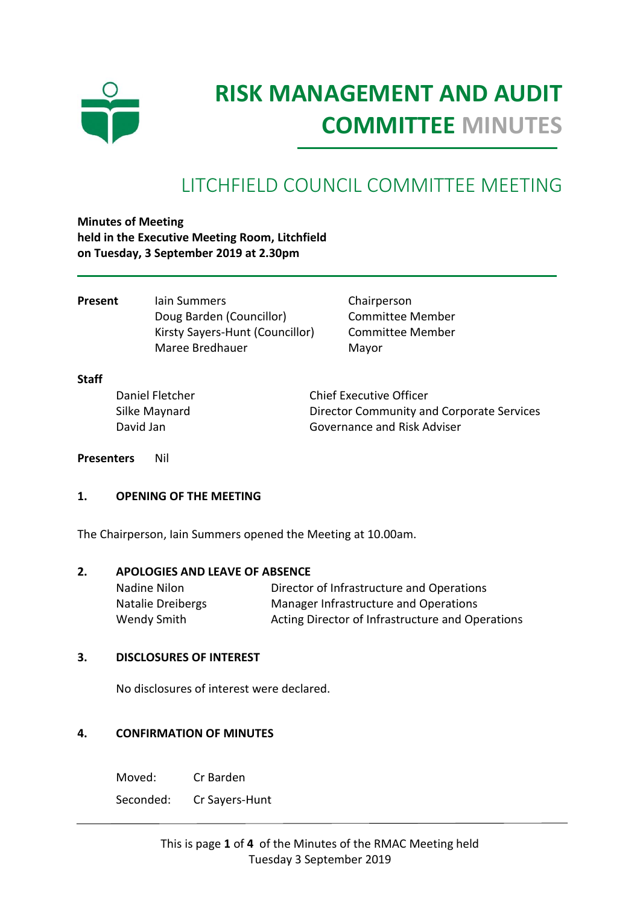# RISK MANAGEMENT AND AUDIT COMMITTEE MINUTES

## LITCHFIELD COUNCIL COMMITTEE MEETING

**Minutes of Meeting**
**held in the Executive Meeting Room, Litchfield**
**on Tuesday, 3 September 2019 at 2.30pm**

| | | |
|---|---|---|
| **Present** | Iain Summers | Chairperson |
| | Doug Barden (Councillor) | Committee Member |
| | Kirsty Sayers-Hunt (Councillor) | Committee Member |
| | Maree Bredhauer | Mayor |

**Staff**

| | |
|---|---|
| Daniel Fletcher | Chief Executive Officer |
| Silke Maynard | Director Community and Corporate Services |
| David Jan | Governance and Risk Adviser |

**Presenters** Nil

### 1. OPENING OF THE MEETING

The Chairperson, Iain Summers opened the Meeting at 10.00am.

### 2. APOLOGIES AND LEAVE OF ABSENCE

| | |
|---|---|
| Nadine Nilon | Director of Infrastructure and Operations |
| Natalie Dreibergs | Manager Infrastructure and Operations |
| Wendy Smith | Acting Director of Infrastructure and Operations |

### 3. DISCLOSURES OF INTEREST

No disclosures of interest were declared.

### 4. CONFIRMATION OF MINUTES

Moved: Cr Barden

Seconded: Cr Sayers-Hunt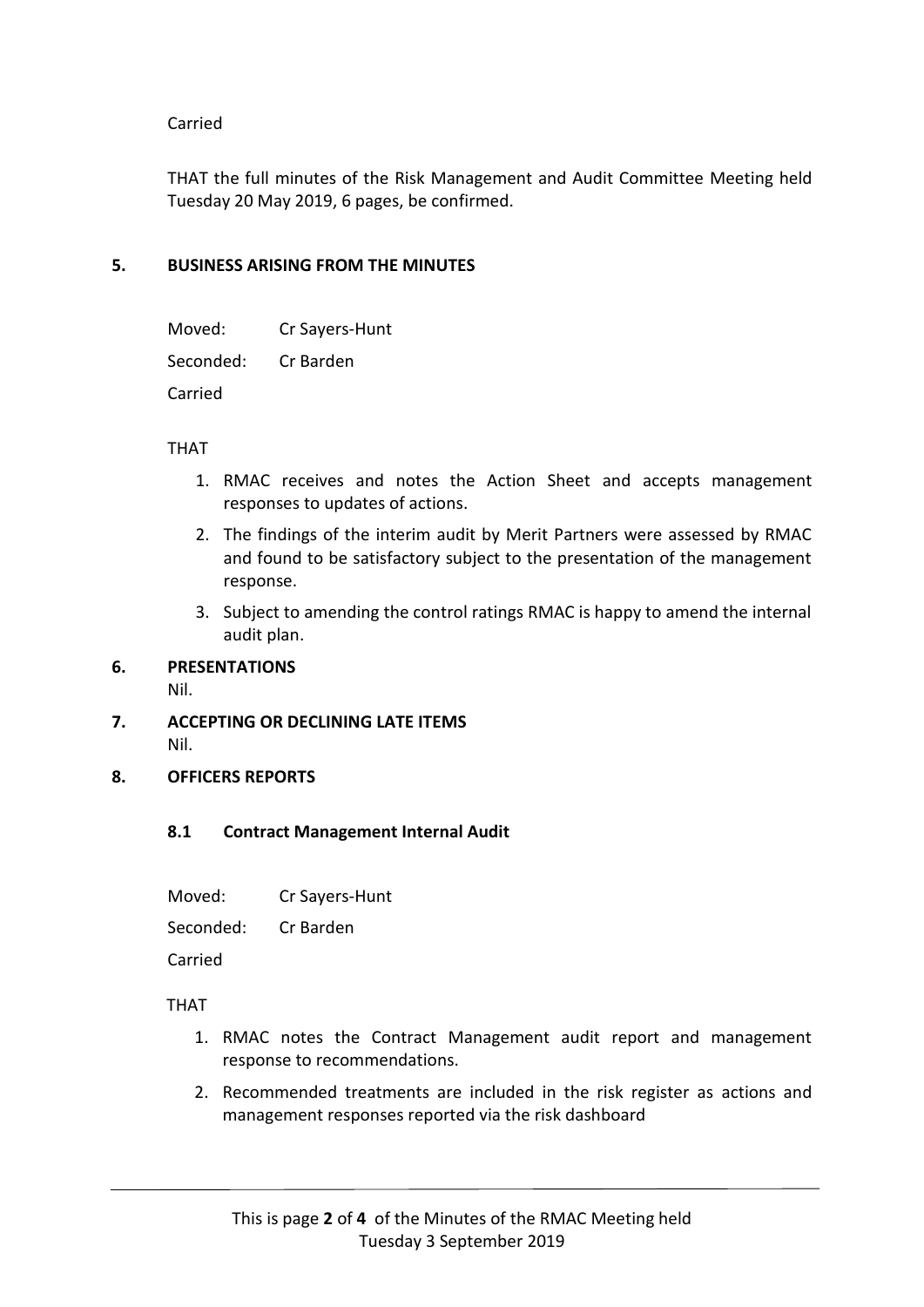Carried

THAT the full minutes of the Risk Management and Audit Committee Meeting held Tuesday 20 May 2019, 6 pages, be confirmed.

## 5. BUSINESS ARISING FROM THE MINUTES

Moved: Cr Sayers-Hunt

Seconded: Cr Barden

Carried

THAT

1. RMAC receives and notes the Action Sheet and accepts management responses to updates of actions.
2. The findings of the interim audit by Merit Partners were assessed by RMAC and found to be satisfactory subject to the presentation of the management response.
3. Subject to amending the control ratings RMAC is happy to amend the internal audit plan.

## 6. PRESENTATIONS

Nil.

## 7. ACCEPTING OR DECLINING LATE ITEMS

Nil.

## 8. OFFICERS REPORTS

### 8.1 Contract Management Internal Audit

Moved: Cr Sayers-Hunt

Seconded: Cr Barden

Carried

THAT

1. RMAC notes the Contract Management audit report and management response to recommendations.
2. Recommended treatments are included in the risk register as actions and management responses reported via the risk dashboard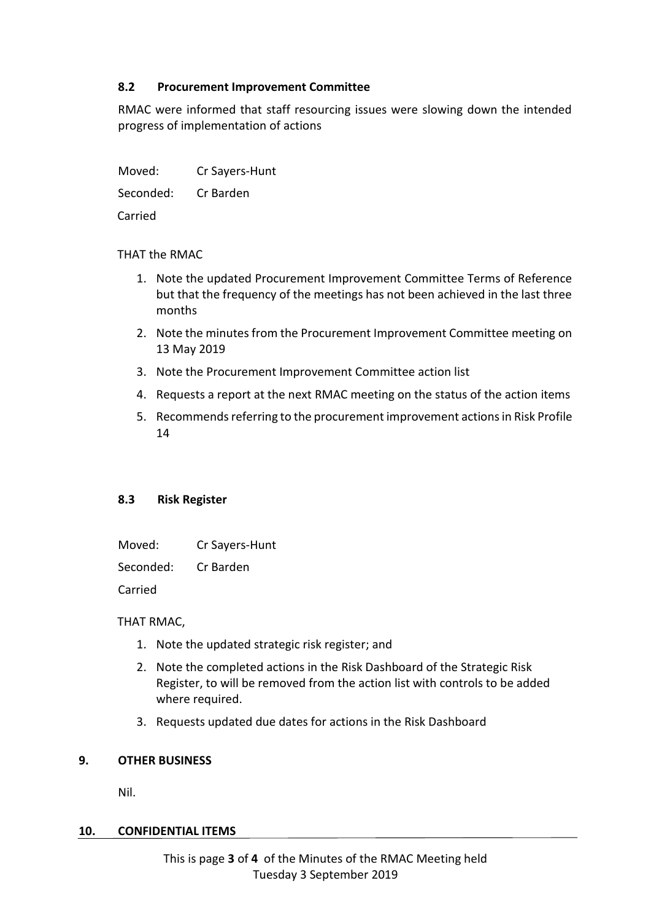### 8.2 Procurement Improvement Committee

RMAC were informed that staff resourcing issues were slowing down the intended progress of implementation of actions

Moved: Cr Sayers-Hunt

Seconded: Cr Barden

Carried

THAT the RMAC

1. Note the updated Procurement Improvement Committee Terms of Reference but that the frequency of the meetings has not been achieved in the last three months
2. Note the minutes from the Procurement Improvement Committee meeting on 13 May 2019
3. Note the Procurement Improvement Committee action list
4. Requests a report at the next RMAC meeting on the status of the action items
5. Recommends referring to the procurement improvement actions in Risk Profile 14

### 8.3 Risk Register

Moved: Cr Sayers-Hunt

Seconded: Cr Barden

Carried

THAT RMAC,

1. Note the updated strategic risk register; and
2. Note the completed actions in the Risk Dashboard of the Strategic Risk Register, to will be removed from the action list with controls to be added where required.
3. Requests updated due dates for actions in the Risk Dashboard

## 9. OTHER BUSINESS

Nil.

## 10. CONFIDENTIAL ITEMS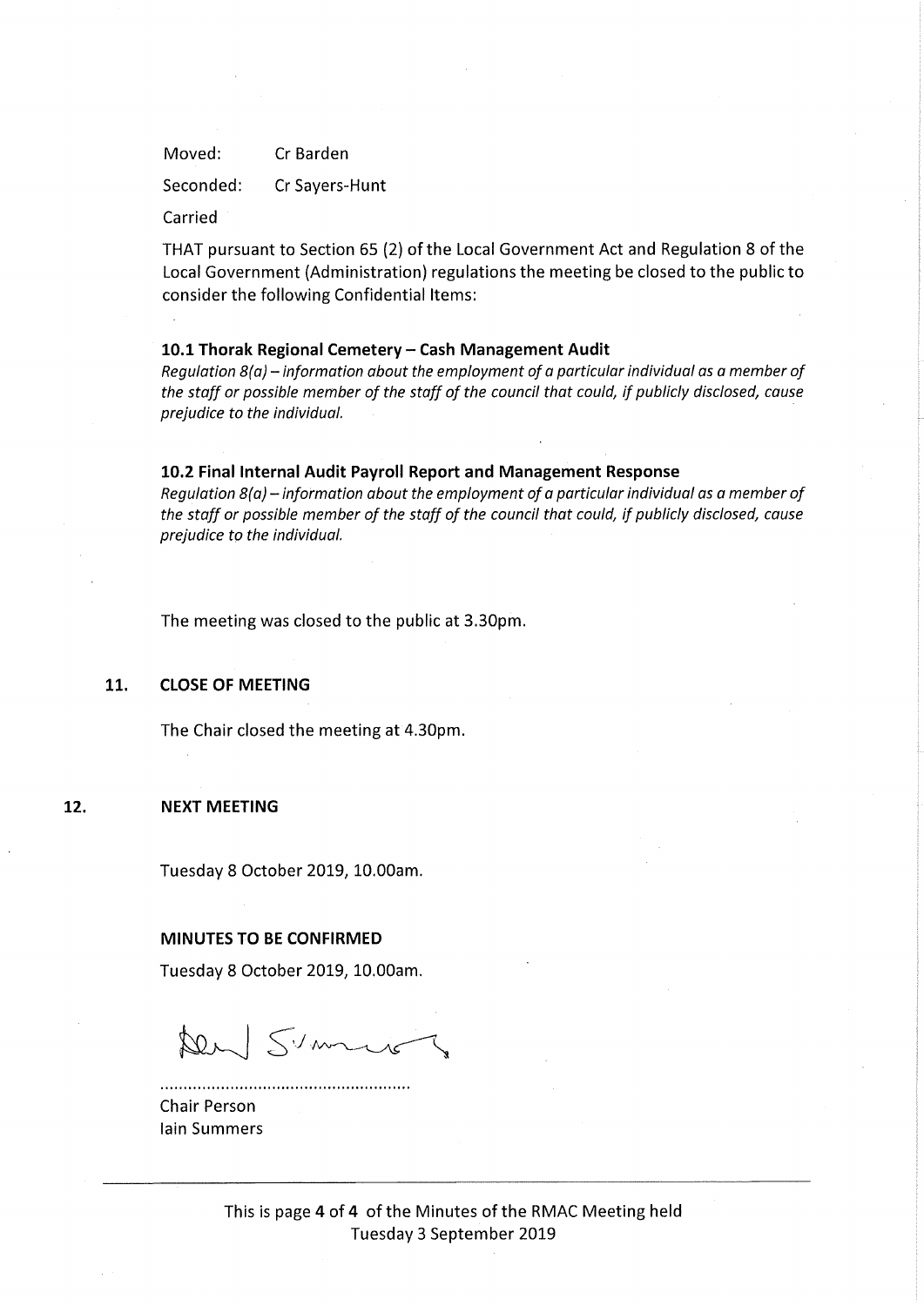Moved: Cr Barden

Seconded: Cr Sayers-Hunt

Carried

THAT pursuant to Section 65 (2) of the Local Government Act and Regulation 8 of the Local Government (Administration) regulations the meeting be closed to the public to consider the following Confidential Items:

**10.1 Thorak Regional Cemetery – Cash Management Audit**

*Regulation 8(a) – information about the employment of a particular individual as a member of the staff or possible member of the staff of the council that could, if publicly disclosed, cause prejudice to the individual.*

**10.2 Final Internal Audit Payroll Report and Management Response**

*Regulation 8(a) – information about the employment of a particular individual as a member of the staff or possible member of the staff of the council that could, if publicly disclosed, cause prejudice to the individual.*

The meeting was closed to the public at 3.30pm.

## 11. CLOSE OF MEETING

The Chair closed the meeting at 4.30pm.

## 12. NEXT MEETING

Tuesday 8 October 2019, 10.00am.

**MINUTES TO BE CONFIRMED**

Tuesday 8 October 2019, 10.00am.

.....................................................

Chair Person
Iain Summers